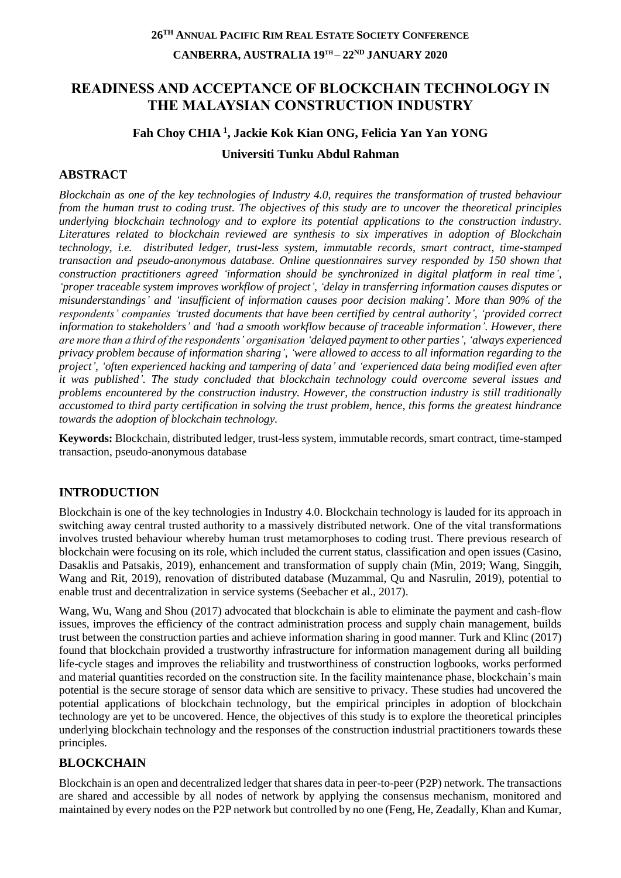**26TH ANNUAL PACIFIC RIM REAL ESTATE SOCIETY CONFERENCE**

**CANBERRA, AUSTRALIA 19TH – 22ND JANUARY 2020**

# READINESS AND ACCEPTANCE OF BLOCKCHAIN TECHNOLOGY IN THE MALAYSIAN CONSTRUCTION INDUSTRY

**Fah Choy CHIA [1], Jackie Kok Kian ONG, Felicia Yan Yan YONG**

**Universiti Tunku Abdul Rahman**

## ABSTRACT

*Blockchain as one of the key technologies of Industry 4.0, requires the transformation of trusted behaviour from the human trust to coding trust. The objectives of this study are to uncover the theoretical principles underlying blockchain technology and to explore its potential applications to the construction industry. Literatures related to blockchain reviewed are synthesis to six imperatives in adoption of Blockchain technology, i.e. distributed ledger, trust-less system, immutable records, smart contract, time-stamped transaction and pseudo-anonymous database. Online questionnaires survey responded by 150 shown that construction practitioners agreed 'information should be synchronized in digital platform in real time', 'proper traceable system improves workflow of project', 'delay in transferring information causes disputes or misunderstandings' and 'insufficient of information causes poor decision making'. More than 90% of the respondents' companies 'trusted documents that have been certified by central authority', 'provided correct information to stakeholders' and 'had a smooth workflow because of traceable information'. However, there are more than a third of the respondents' organisation 'delayed payment to other parties', 'always experienced privacy problem because of information sharing', 'were allowed to access to all information regarding to the project', 'often experienced hacking and tampering of data' and 'experienced data being modified even after it was published'. The study concluded that blockchain technology could overcome several issues and problems encountered by the construction industry. However, the construction industry is still traditionally accustomed to third party certification in solving the trust problem, hence, this forms the greatest hindrance towards the adoption of blockchain technology.*

**Keywords:** Blockchain, distributed ledger, trust-less system, immutable records, smart contract, time-stamped transaction, pseudo-anonymous database

## INTRODUCTION

Blockchain is one of the key technologies in Industry 4.0. Blockchain technology is lauded for its approach in switching away central trusted authority to a massively distributed network. One of the vital transformations involves trusted behaviour whereby human trust metamorphoses to coding trust. There previous research of blockchain were focusing on its role, which included the current status, classification and open issues (Casino, Dasaklis and Patsakis, 2019), enhancement and transformation of supply chain (Min, 2019; Wang, Singgih, Wang and Rit, 2019), renovation of distributed database (Muzammal, Qu and Nasrulin, 2019), potential to enable trust and decentralization in service systems (Seebacher et al., 2017).

Wang, Wu, Wang and Shou (2017) advocated that blockchain is able to eliminate the payment and cash-flow issues, improves the efficiency of the contract administration process and supply chain management, builds trust between the construction parties and achieve information sharing in good manner. Turk and Klinc (2017) found that blockchain provided a trustworthy infrastructure for information management during all building life-cycle stages and improves the reliability and trustworthiness of construction logbooks, works performed and material quantities recorded on the construction site. In the facility maintenance phase, blockchain's main potential is the secure storage of sensor data which are sensitive to privacy. These studies had uncovered the potential applications of blockchain technology, but the empirical principles in adoption of blockchain technology are yet to be uncovered. Hence, the objectives of this study is to explore the theoretical principles underlying blockchain technology and the responses of the construction industrial practitioners towards these principles.

## BLOCKCHAIN

Blockchain is an open and decentralized ledger that shares data in peer-to-peer (P2P) network. The transactions are shared and accessible by all nodes of network by applying the consensus mechanism, monitored and maintained by every nodes on the P2P network but controlled by no one (Feng, He, Zeadally, Khan and Kumar,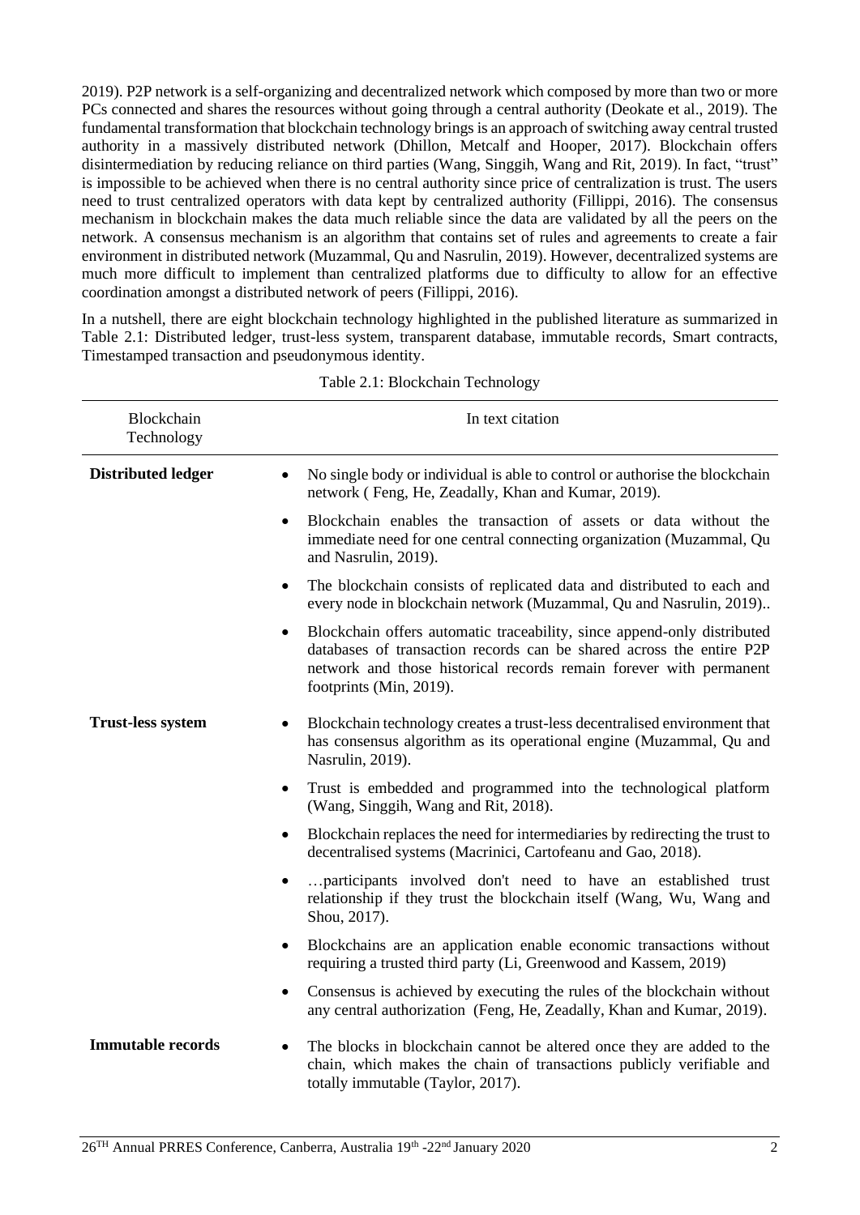2019). P2P network is a self-organizing and decentralized network which composed by more than two or more PCs connected and shares the resources without going through a central authority (Deokate et al., 2019). The fundamental transformation that blockchain technology brings is an approach of switching away central trusted authority in a massively distributed network (Dhillon, Metcalf and Hooper, 2017). Blockchain offers disintermediation by reducing reliance on third parties (Wang, Singgih, Wang and Rit, 2019). In fact, "trust" is impossible to be achieved when there is no central authority since price of centralization is trust. The users need to trust centralized operators with data kept by centralized authority (Fillippi, 2016). The consensus mechanism in blockchain makes the data much reliable since the data are validated by all the peers on the network. A consensus mechanism is an algorithm that contains set of rules and agreements to create a fair environment in distributed network (Muzammal, Qu and Nasrulin, 2019). However, decentralized systems are much more difficult to implement than centralized platforms due to difficulty to allow for an effective coordination amongst a distributed network of peers (Fillippi, 2016).

In a nutshell, there are eight blockchain technology highlighted in the published literature as summarized in Table 2.1: Distributed ledger, trust-less system, transparent database, immutable records, Smart contracts, Timestamped transaction and pseudonymous identity.

Table 2.1: Blockchain Technology

| Blockchain Technology | In text citation |
|---|---|
| **Distributed ledger** | • No single body or individual is able to control or authorise the blockchain network ( Feng, He, Zeadally, Khan and Kumar, 2019). |
| | • Blockchain enables the transaction of assets or data without the immediate need for one central connecting organization (Muzammal, Qu and Nasrulin, 2019). |
| | • The blockchain consists of replicated data and distributed to each and every node in blockchain network (Muzammal, Qu and Nasrulin, 2019).. |
| | • Blockchain offers automatic traceability, since append-only distributed databases of transaction records can be shared across the entire P2P network and those historical records remain forever with permanent footprints (Min, 2019). |
| **Trust-less system** | • Blockchain technology creates a trust-less decentralised environment that has consensus algorithm as its operational engine (Muzammal, Qu and Nasrulin, 2019). |
| | • Trust is embedded and programmed into the technological platform (Wang, Singgih, Wang and Rit, 2018). |
| | • Blockchain replaces the need for intermediaries by redirecting the trust to decentralised systems (Macrinici, Cartofeanu and Gao, 2018). |
| | • …participants involved don't need to have an established trust relationship if they trust the blockchain itself (Wang, Wu, Wang and Shou, 2017). |
| | • Blockchains are an application enable economic transactions without requiring a trusted third party (Li, Greenwood and Kassem, 2019) |
| | • Consensus is achieved by executing the rules of the blockchain without any central authorization (Feng, He, Zeadally, Khan and Kumar, 2019). |
| **Immutable records** | • The blocks in blockchain cannot be altered once they are added to the chain, which makes the chain of transactions publicly verifiable and totally immutable (Taylor, 2017). |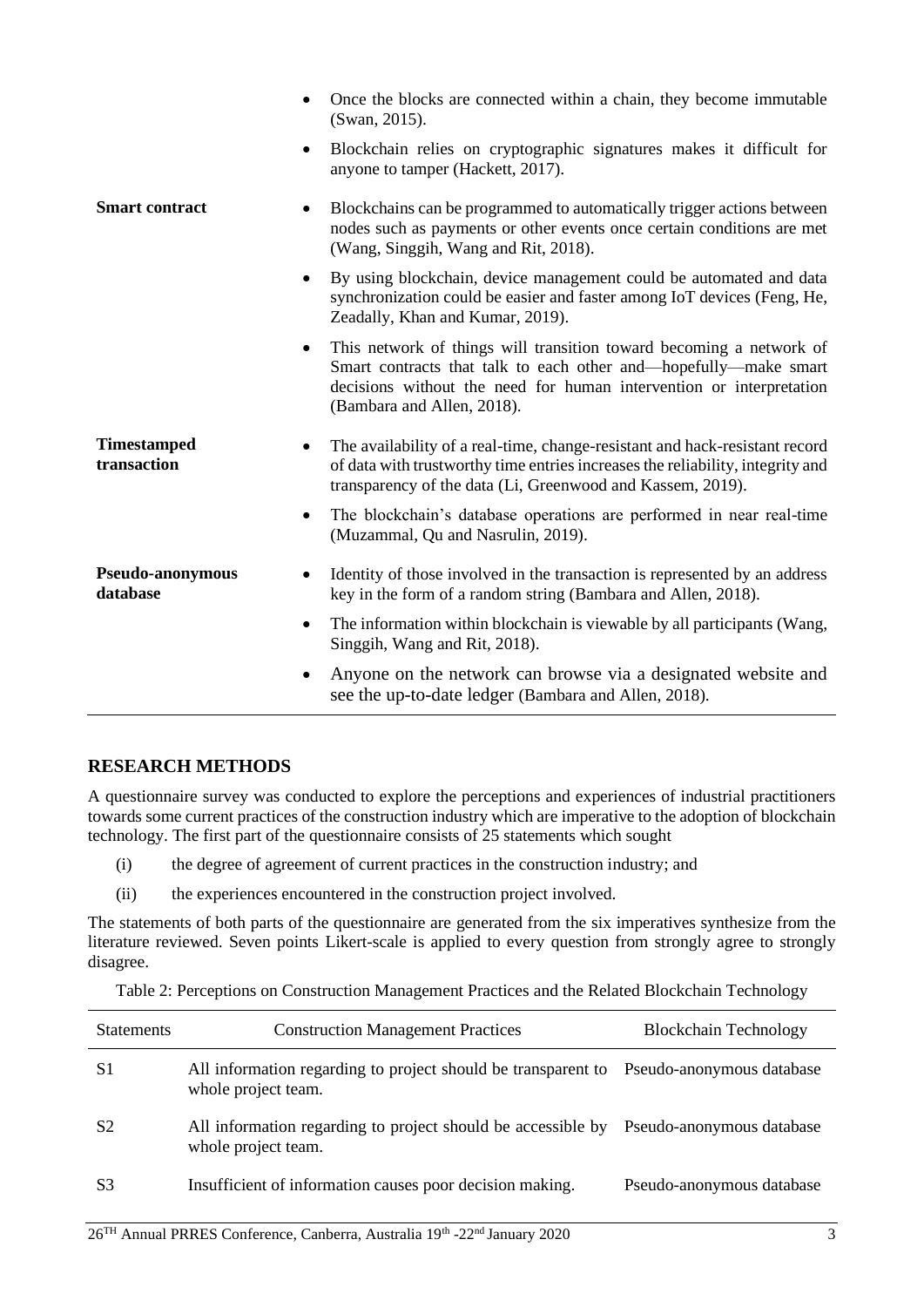| | |
|---|---|
| | • Once the blocks are connected within a chain, they become immutable (Swan, 2015). |
| | • Blockchain relies on cryptographic signatures makes it difficult for anyone to tamper (Hackett, 2017). |
| **Smart contract** | • Blockchains can be programmed to automatically trigger actions between nodes such as payments or other events once certain conditions are met (Wang, Singgih, Wang and Rit, 2018). |
| | • By using blockchain, device management could be automated and data synchronization could be easier and faster among IoT devices (Feng, He, Zeadally, Khan and Kumar, 2019). |
| | • This network of things will transition toward becoming a network of Smart contracts that talk to each other and—hopefully—make smart decisions without the need for human intervention or interpretation (Bambara and Allen, 2018). |
| **Timestamped transaction** | • The availability of a real-time, change-resistant and hack-resistant record of data with trustworthy time entries increases the reliability, integrity and transparency of the data (Li, Greenwood and Kassem, 2019). |
| | • The blockchain's database operations are performed in near real-time (Muzammal, Qu and Nasrulin, 2019). |
| **Pseudo-anonymous database** | • Identity of those involved in the transaction is represented by an address key in the form of a random string (Bambara and Allen, 2018). |
| | • The information within blockchain is viewable by all participants (Wang, Singgih, Wang and Rit, 2018). |
| | • Anyone on the network can browse via a designated website and see the up-to-date ledger (Bambara and Allen, 2018). |

## RESEARCH METHODS

A questionnaire survey was conducted to explore the perceptions and experiences of industrial practitioners towards some current practices of the construction industry which are imperative to the adoption of blockchain technology. The first part of the questionnaire consists of 25 statements which sought

(i) the degree of agreement of current practices in the construction industry; and

(ii) the experiences encountered in the construction project involved.

The statements of both parts of the questionnaire are generated from the six imperatives synthesize from the literature reviewed. Seven points Likert-scale is applied to every question from strongly agree to strongly disagree.

Table 2: Perceptions on Construction Management Practices and the Related Blockchain Technology

| Statements | Construction Management Practices | Blockchain Technology |
|---|---|---|
| S1 | All information regarding to project should be transparent to whole project team. | Pseudo-anonymous database |
| S2 | All information regarding to project should be accessible by whole project team. | Pseudo-anonymous database |
| S3 | Insufficient of information causes poor decision making. | Pseudo-anonymous database |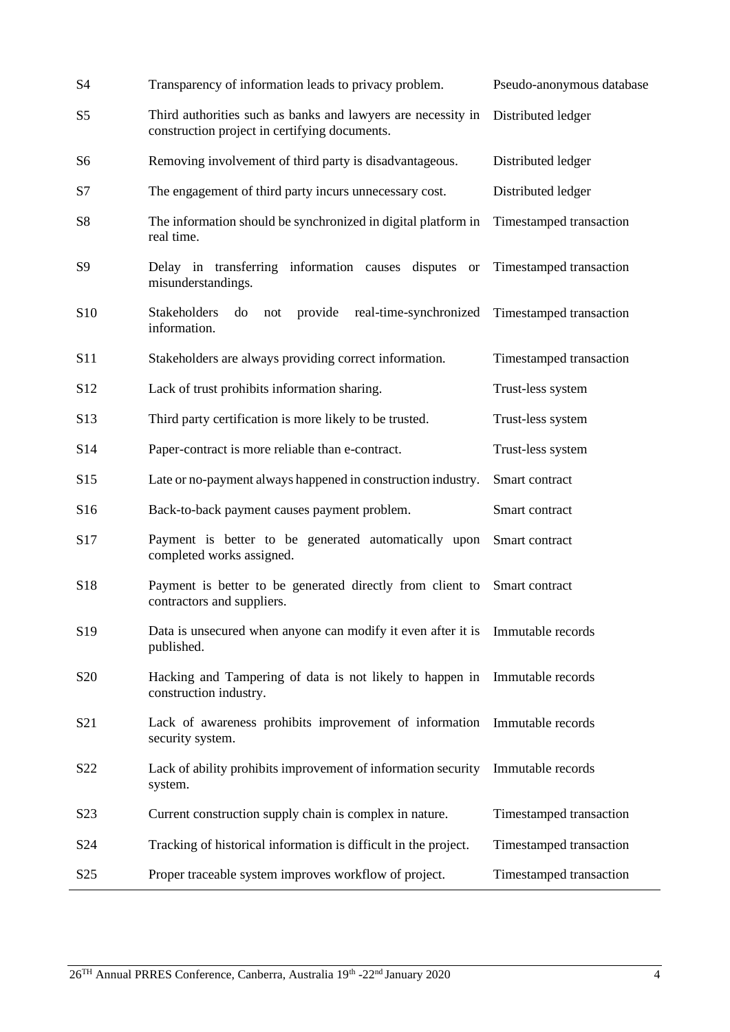| | | |
|---|---|---|
| S4 | Transparency of information leads to privacy problem. | Pseudo-anonymous database |
| S5 | Third authorities such as banks and lawyers are necessity in construction project in certifying documents. | Distributed ledger |
| S6 | Removing involvement of third party is disadvantageous. | Distributed ledger |
| S7 | The engagement of third party incurs unnecessary cost. | Distributed ledger |
| S8 | The information should be synchronized in digital platform in real time. | Timestamped transaction |
| S9 | Delay in transferring information causes disputes or misunderstandings. | Timestamped transaction |
| S10 | Stakeholders do not provide real-time-synchronized information. | Timestamped transaction |
| S11 | Stakeholders are always providing correct information. | Timestamped transaction |
| S12 | Lack of trust prohibits information sharing. | Trust-less system |
| S13 | Third party certification is more likely to be trusted. | Trust-less system |
| S14 | Paper-contract is more reliable than e-contract. | Trust-less system |
| S15 | Late or no-payment always happened in construction industry. | Smart contract |
| S16 | Back-to-back payment causes payment problem. | Smart contract |
| S17 | Payment is better to be generated automatically upon completed works assigned. | Smart contract |
| S18 | Payment is better to be generated directly from client to contractors and suppliers. | Smart contract |
| S19 | Data is unsecured when anyone can modify it even after it is published. | Immutable records |
| S20 | Hacking and Tampering of data is not likely to happen in construction industry. | Immutable records |
| S21 | Lack of awareness prohibits improvement of information security system. | Immutable records |
| S22 | Lack of ability prohibits improvement of information security system. | Immutable records |
| S23 | Current construction supply chain is complex in nature. | Timestamped transaction |
| S24 | Tracking of historical information is difficult in the project. | Timestamped transaction |
| S25 | Proper traceable system improves workflow of project. | Timestamped transaction |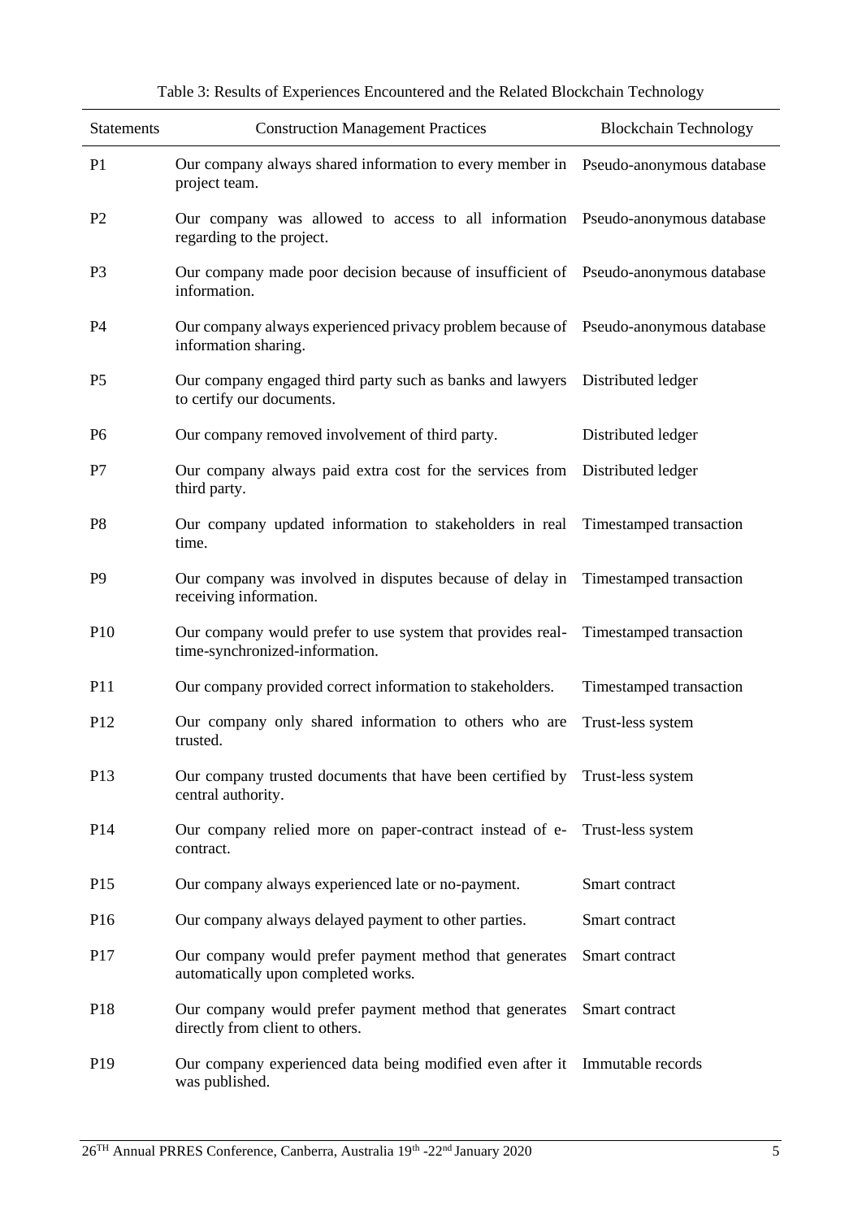Table 3: Results of Experiences Encountered and the Related Blockchain Technology

| Statements | Construction Management Practices | Blockchain Technology |
|---|---|---|
| P1 | Our company always shared information to every member in project team. | Pseudo-anonymous database |
| P2 | Our company was allowed to access to all information regarding to the project. | Pseudo-anonymous database |
| P3 | Our company made poor decision because of insufficient of information. | Pseudo-anonymous database |
| P4 | Our company always experienced privacy problem because of information sharing. | Pseudo-anonymous database |
| P5 | Our company engaged third party such as banks and lawyers to certify our documents. | Distributed ledger |
| P6 | Our company removed involvement of third party. | Distributed ledger |
| P7 | Our company always paid extra cost for the services from third party. | Distributed ledger |
| P8 | Our company updated information to stakeholders in real time. | Timestamped transaction |
| P9 | Our company was involved in disputes because of delay in receiving information. | Timestamped transaction |
| P10 | Our company would prefer to use system that provides real-time-synchronized-information. | Timestamped transaction |
| P11 | Our company provided correct information to stakeholders. | Timestamped transaction |
| P12 | Our company only shared information to others who are trusted. | Trust-less system |
| P13 | Our company trusted documents that have been certified by central authority. | Trust-less system |
| P14 | Our company relied more on paper-contract instead of e-contract. | Trust-less system |
| P15 | Our company always experienced late or no-payment. | Smart contract |
| P16 | Our company always delayed payment to other parties. | Smart contract |
| P17 | Our company would prefer payment method that generates automatically upon completed works. | Smart contract |
| P18 | Our company would prefer payment method that generates directly from client to others. | Smart contract |
| P19 | Our company experienced data being modified even after it was published. | Immutable records |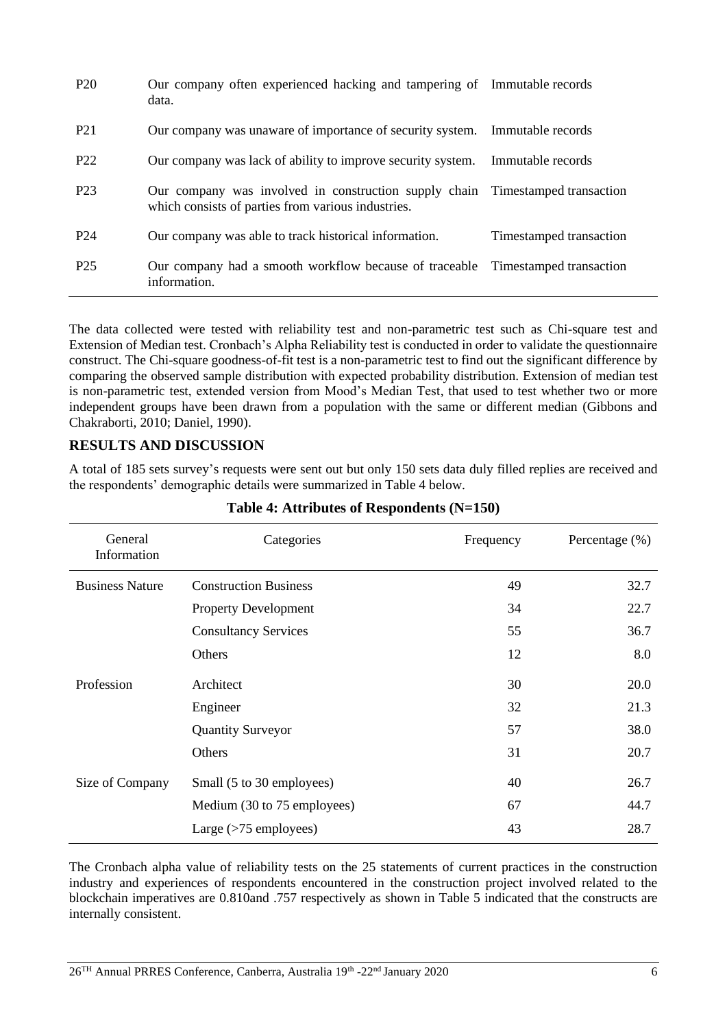| P20 | Our company often experienced hacking and tampering of data. | Immutable records |
|---|---|---|
| P21 | Our company was unaware of importance of security system. | Immutable records |
| P22 | Our company was lack of ability to improve security system. | Immutable records |
| P23 | Our company was involved in construction supply chain which consists of parties from various industries. | Timestamped transaction |
| P24 | Our company was able to track historical information. | Timestamped transaction |
| P25 | Our company had a smooth workflow because of traceable information. | Timestamped transaction |

The data collected were tested with reliability test and non-parametric test such as Chi-square test and Extension of Median test. Cronbach's Alpha Reliability test is conducted in order to validate the questionnaire construct. The Chi-square goodness-of-fit test is a non-parametric test to find out the significant difference by comparing the observed sample distribution with expected probability distribution. Extension of median test is non-parametric test, extended version from Mood's Median Test, that used to test whether two or more independent groups have been drawn from a population with the same or different median (Gibbons and Chakraborti, 2010; Daniel, 1990).

## RESULTS AND DISCUSSION

A total of 185 sets survey's requests were sent out but only 150 sets data duly filled replies are received and the respondents' demographic details were summarized in Table 4 below.

**Table 4: Attributes of Respondents (N=150)**

| General Information | Categories | Frequency | Percentage (%) |
|---|---|---|---|
| Business Nature | Construction Business | 49 | 32.7 |
| | Property Development | 34 | 22.7 |
| | Consultancy Services | 55 | 36.7 |
| | Others | 12 | 8.0 |
| Profession | Architect | 30 | 20.0 |
| | Engineer | 32 | 21.3 |
| | Quantity Surveyor | 57 | 38.0 |
| | Others | 31 | 20.7 |
| Size of Company | Small (5 to 30 employees) | 40 | 26.7 |
| | Medium (30 to 75 employees) | 67 | 44.7 |
| | Large (>75 employees) | 43 | 28.7 |

The Cronbach alpha value of reliability tests on the 25 statements of current practices in the construction industry and experiences of respondents encountered in the construction project involved related to the blockchain imperatives are 0.810and .757 respectively as shown in Table 5 indicated that the constructs are internally consistent.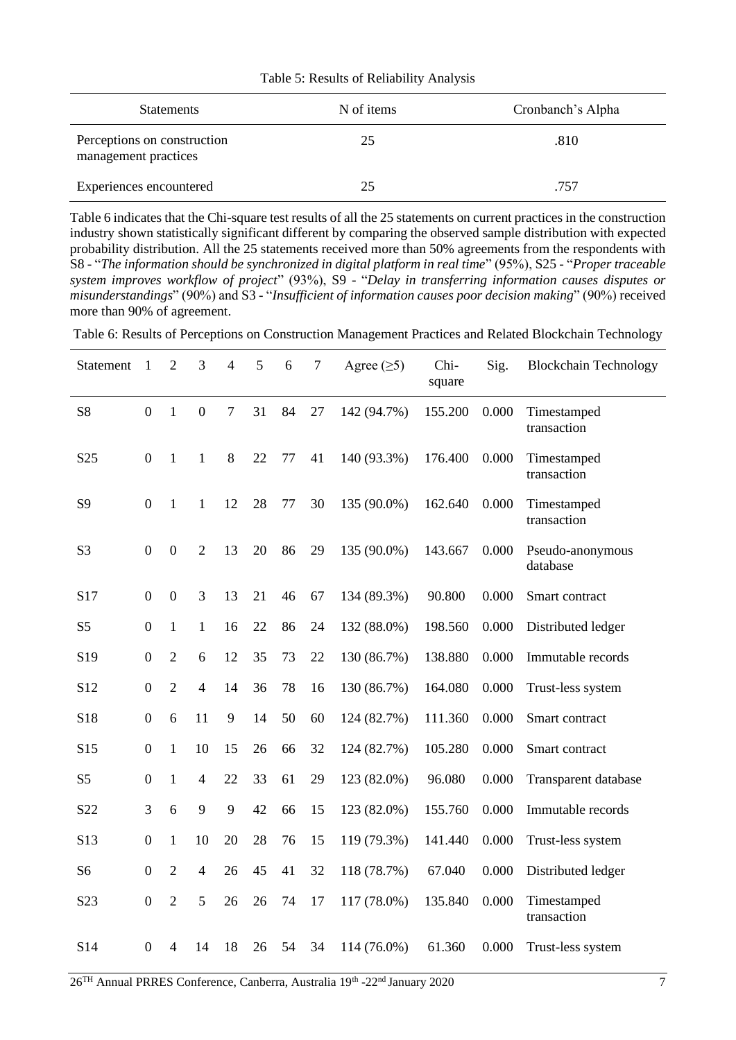Table 5: Results of Reliability Analysis

| Statements | N of items | Cronbanch's Alpha |
|---|---|---|
| Perceptions on construction management practices | 25 | .810 |
| Experiences encountered | 25 | .757 |

Table 6 indicates that the Chi-square test results of all the 25 statements on current practices in the construction industry shown statistically significant different by comparing the observed sample distribution with expected probability distribution. All the 25 statements received more than 50% agreements from the respondents with S8 - "*The information should be synchronized in digital platform in real time*" (95%), S25 - "*Proper traceable system improves workflow of project*" (93%), S9 - "*Delay in transferring information causes disputes or misunderstandings*" (90%) and S3 - "*Insufficient of information causes poor decision making*" (90%) received more than 90% of agreement.

Table 6: Results of Perceptions on Construction Management Practices and Related Blockchain Technology

| Statement | 1 | 2 | 3 | 4 | 5 | 6 | 7 | Agree (≥5) | Chi-square | Sig. | Blockchain Technology |
|---|---|---|---|---|---|---|---|---|---|---|---|
| S8 | 0 | 1 | 0 | 7 | 31 | 84 | 27 | 142 (94.7%) | 155.200 | 0.000 | Timestamped transaction |
| S25 | 0 | 1 | 1 | 8 | 22 | 77 | 41 | 140 (93.3%) | 176.400 | 0.000 | Timestamped transaction |
| S9 | 0 | 1 | 1 | 12 | 28 | 77 | 30 | 135 (90.0%) | 162.640 | 0.000 | Timestamped transaction |
| S3 | 0 | 0 | 2 | 13 | 20 | 86 | 29 | 135 (90.0%) | 143.667 | 0.000 | Pseudo-anonymous database |
| S17 | 0 | 0 | 3 | 13 | 21 | 46 | 67 | 134 (89.3%) | 90.800 | 0.000 | Smart contract |
| S5 | 0 | 1 | 1 | 16 | 22 | 86 | 24 | 132 (88.0%) | 198.560 | 0.000 | Distributed ledger |
| S19 | 0 | 2 | 6 | 12 | 35 | 73 | 22 | 130 (86.7%) | 138.880 | 0.000 | Immutable records |
| S12 | 0 | 2 | 4 | 14 | 36 | 78 | 16 | 130 (86.7%) | 164.080 | 0.000 | Trust-less system |
| S18 | 0 | 6 | 11 | 9 | 14 | 50 | 60 | 124 (82.7%) | 111.360 | 0.000 | Smart contract |
| S15 | 0 | 1 | 10 | 15 | 26 | 66 | 32 | 124 (82.7%) | 105.280 | 0.000 | Smart contract |
| S5 | 0 | 1 | 4 | 22 | 33 | 61 | 29 | 123 (82.0%) | 96.080 | 0.000 | Transparent database |
| S22 | 3 | 6 | 9 | 9 | 42 | 66 | 15 | 123 (82.0%) | 155.760 | 0.000 | Immutable records |
| S13 | 0 | 1 | 10 | 20 | 28 | 76 | 15 | 119 (79.3%) | 141.440 | 0.000 | Trust-less system |
| S6 | 0 | 2 | 4 | 26 | 45 | 41 | 32 | 118 (78.7%) | 67.040 | 0.000 | Distributed ledger |
| S23 | 0 | 2 | 5 | 26 | 26 | 74 | 17 | 117 (78.0%) | 135.840 | 0.000 | Timestamped transaction |
| S14 | 0 | 4 | 14 | 18 | 26 | 54 | 34 | 114 (76.0%) | 61.360 | 0.000 | Trust-less system |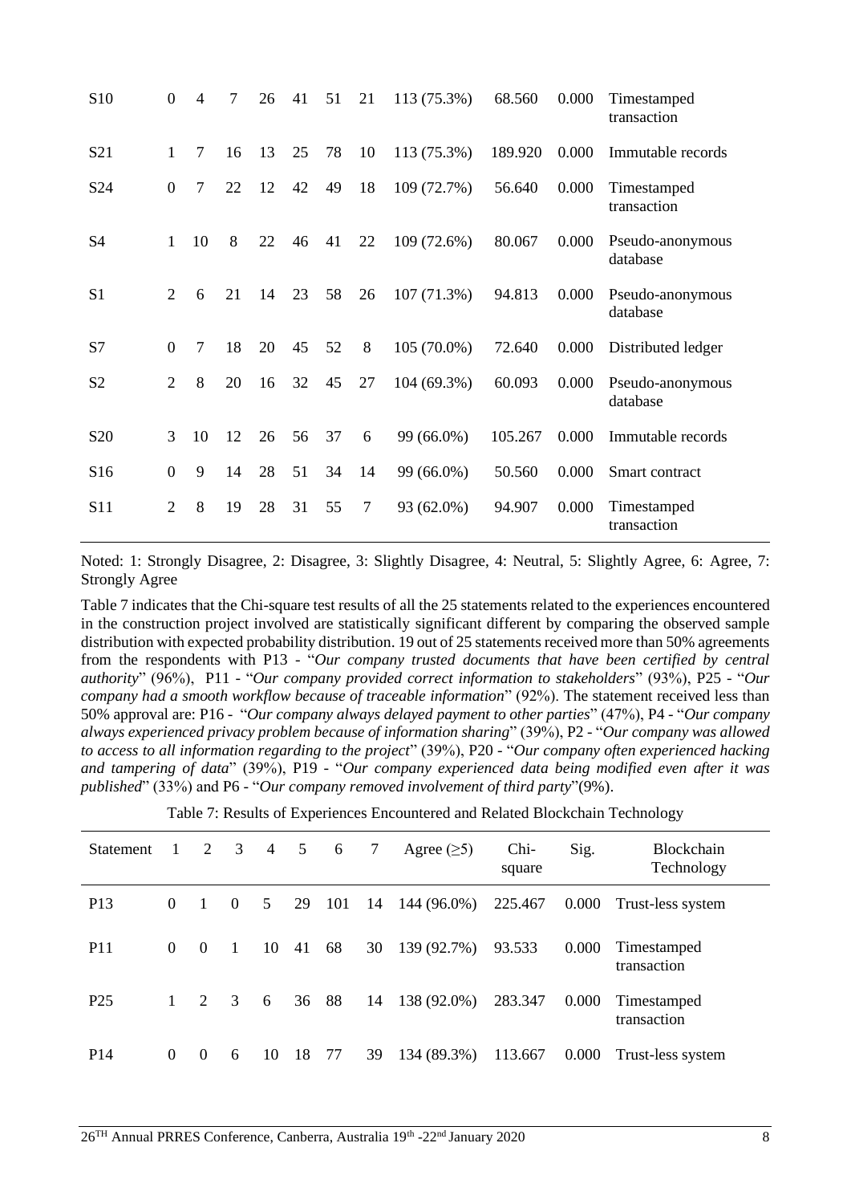| Statement | 1 | 2 | 3 | 4 | 5 | 6 | 7 | Agree (≥5) | Chi-square | Sig. | Blockchain Technology |
|---|---|---|---|---|---|---|---|---|---|---|---|
| S10 | 0 | 4 | 7 | 26 | 41 | 51 | 21 | 113 (75.3%) | 68.560 | 0.000 | Timestamped transaction |
| S21 | 1 | 7 | 16 | 13 | 25 | 78 | 10 | 113 (75.3%) | 189.920 | 0.000 | Immutable records |
| S24 | 0 | 7 | 22 | 12 | 42 | 49 | 18 | 109 (72.7%) | 56.640 | 0.000 | Timestamped transaction |
| S4 | 1 | 10 | 8 | 22 | 46 | 41 | 22 | 109 (72.6%) | 80.067 | 0.000 | Pseudo-anonymous database |
| S1 | 2 | 6 | 21 | 14 | 23 | 58 | 26 | 107 (71.3%) | 94.813 | 0.000 | Pseudo-anonymous database |
| S7 | 0 | 7 | 18 | 20 | 45 | 52 | 8 | 105 (70.0%) | 72.640 | 0.000 | Distributed ledger |
| S2 | 2 | 8 | 20 | 16 | 32 | 45 | 27 | 104 (69.3%) | 60.093 | 0.000 | Pseudo-anonymous database |
| S20 | 3 | 10 | 12 | 26 | 56 | 37 | 6 | 99 (66.0%) | 105.267 | 0.000 | Immutable records |
| S16 | 0 | 9 | 14 | 28 | 51 | 34 | 14 | 99 (66.0%) | 50.560 | 0.000 | Smart contract |
| S11 | 2 | 8 | 19 | 28 | 31 | 55 | 7 | 93 (62.0%) | 94.907 | 0.000 | Timestamped transaction |

Noted: 1: Strongly Disagree, 2: Disagree, 3: Slightly Disagree, 4: Neutral, 5: Slightly Agree, 6: Agree, 7: Strongly Agree

Table 7 indicates that the Chi-square test results of all the 25 statements related to the experiences encountered in the construction project involved are statistically significant different by comparing the observed sample distribution with expected probability distribution. 19 out of 25 statements received more than 50% agreements from the respondents with P13 - "*Our company trusted documents that have been certified by central authority*" (96%), P11 - "*Our company provided correct information to stakeholders*" (93%), P25 - "*Our company had a smooth workflow because of traceable information*" (92%). The statement received less than 50% approval are: P16 - "*Our company always delayed payment to other parties*" (47%), P4 - "*Our company always experienced privacy problem because of information sharing*" (39%), P2 - "*Our company was allowed to access to all information regarding to the project*" (39%), P20 - "*Our company often experienced hacking and tampering of data*" (39%), P19 - "*Our company experienced data being modified even after it was published*" (33%) and P6 - "*Our company removed involvement of third party*"(9%).

Table 7: Results of Experiences Encountered and Related Blockchain Technology

| Statement | 1 | 2 | 3 | 4 | 5 | 6 | 7 | Agree (≥5) | Chi-square | Sig. | Blockchain Technology |
|---|---|---|---|---|---|---|---|---|---|---|---|
| P13 | 0 | 1 | 0 | 5 | 29 | 101 | 14 | 144 (96.0%) | 225.467 | 0.000 | Trust-less system |
| P11 | 0 | 0 | 1 | 10 | 41 | 68 | 30 | 139 (92.7%) | 93.533 | 0.000 | Timestamped transaction |
| P25 | 1 | 2 | 3 | 6 | 36 | 88 | 14 | 138 (92.0%) | 283.347 | 0.000 | Timestamped transaction |
| P14 | 0 | 0 | 6 | 10 | 18 | 77 | 39 | 134 (89.3%) | 113.667 | 0.000 | Trust-less system |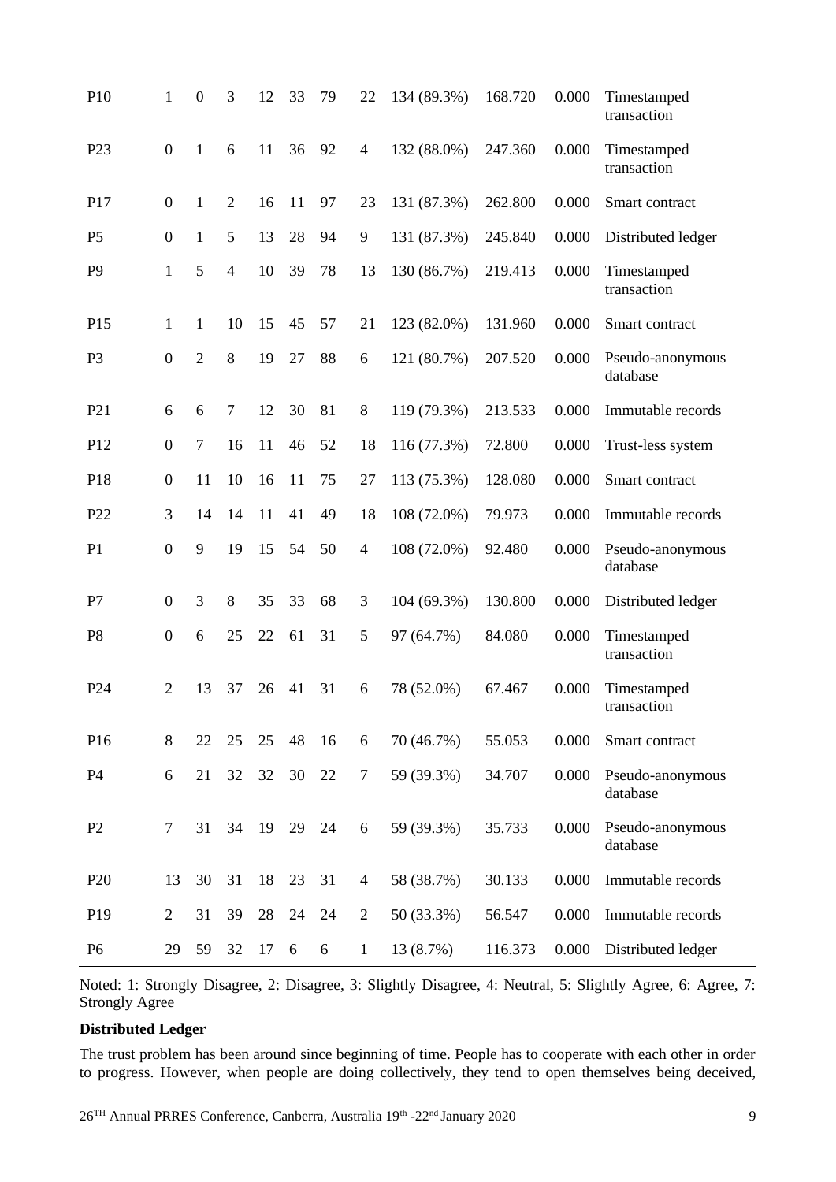| | | | | | | | | | | | |
|---|---|---|---|---|---|---|---|---|---|---|---|
| P10 | 1 | 0 | 3 | 12 | 33 | 79 | 22 | 134 (89.3%) | 168.720 | 0.000 | Timestamped transaction |
| P23 | 0 | 1 | 6 | 11 | 36 | 92 | 4 | 132 (88.0%) | 247.360 | 0.000 | Timestamped transaction |
| P17 | 0 | 1 | 2 | 16 | 11 | 97 | 23 | 131 (87.3%) | 262.800 | 0.000 | Smart contract |
| P5 | 0 | 1 | 5 | 13 | 28 | 94 | 9 | 131 (87.3%) | 245.840 | 0.000 | Distributed ledger |
| P9 | 1 | 5 | 4 | 10 | 39 | 78 | 13 | 130 (86.7%) | 219.413 | 0.000 | Timestamped transaction |
| P15 | 1 | 1 | 10 | 15 | 45 | 57 | 21 | 123 (82.0%) | 131.960 | 0.000 | Smart contract |
| P3 | 0 | 2 | 8 | 19 | 27 | 88 | 6 | 121 (80.7%) | 207.520 | 0.000 | Pseudo-anonymous database |
| P21 | 6 | 6 | 7 | 12 | 30 | 81 | 8 | 119 (79.3%) | 213.533 | 0.000 | Immutable records |
| P12 | 0 | 7 | 16 | 11 | 46 | 52 | 18 | 116 (77.3%) | 72.800 | 0.000 | Trust-less system |
| P18 | 0 | 11 | 10 | 16 | 11 | 75 | 27 | 113 (75.3%) | 128.080 | 0.000 | Smart contract |
| P22 | 3 | 14 | 14 | 11 | 41 | 49 | 18 | 108 (72.0%) | 79.973 | 0.000 | Immutable records |
| P1 | 0 | 9 | 19 | 15 | 54 | 50 | 4 | 108 (72.0%) | 92.480 | 0.000 | Pseudo-anonymous database |
| P7 | 0 | 3 | 8 | 35 | 33 | 68 | 3 | 104 (69.3%) | 130.800 | 0.000 | Distributed ledger |
| P8 | 0 | 6 | 25 | 22 | 61 | 31 | 5 | 97 (64.7%) | 84.080 | 0.000 | Timestamped transaction |
| P24 | 2 | 13 | 37 | 26 | 41 | 31 | 6 | 78 (52.0%) | 67.467 | 0.000 | Timestamped transaction |
| P16 | 8 | 22 | 25 | 25 | 48 | 16 | 6 | 70 (46.7%) | 55.053 | 0.000 | Smart contract |
| P4 | 6 | 21 | 32 | 32 | 30 | 22 | 7 | 59 (39.3%) | 34.707 | 0.000 | Pseudo-anonymous database |
| P2 | 7 | 31 | 34 | 19 | 29 | 24 | 6 | 59 (39.3%) | 35.733 | 0.000 | Pseudo-anonymous database |
| P20 | 13 | 30 | 31 | 18 | 23 | 31 | 4 | 58 (38.7%) | 30.133 | 0.000 | Immutable records |
| P19 | 2 | 31 | 39 | 28 | 24 | 24 | 2 | 50 (33.3%) | 56.547 | 0.000 | Immutable records |
| P6 | 29 | 59 | 32 | 17 | 6 | 6 | 1 | 13 (8.7%) | 116.373 | 0.000 | Distributed ledger |

Noted: 1: Strongly Disagree, 2: Disagree, 3: Slightly Disagree, 4: Neutral, 5: Slightly Agree, 6: Agree, 7: Strongly Agree

**Distributed Ledger**

The trust problem has been around since beginning of time. People has to cooperate with each other in order to progress. However, when people are doing collectively, they tend to open themselves being deceived,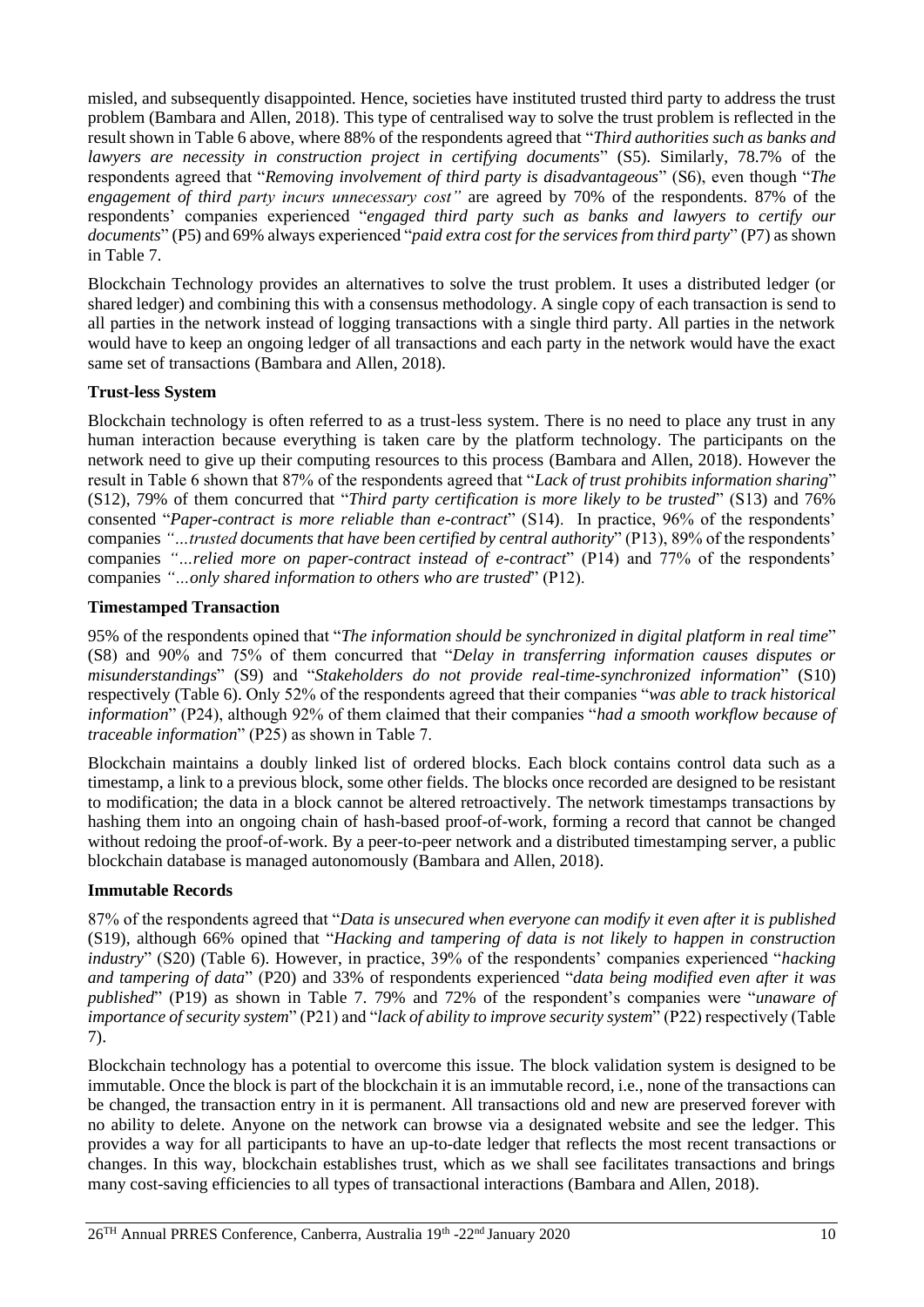misled, and subsequently disappointed. Hence, societies have instituted trusted third party to address the trust problem (Bambara and Allen, 2018). This type of centralised way to solve the trust problem is reflected in the result shown in Table 6 above, where 88% of the respondents agreed that "*Third authorities such as banks and lawyers are necessity in construction project in certifying documents*" (S5). Similarly, 78.7% of the respondents agreed that "*Removing involvement of third party is disadvantageous*" (S6), even though "*The engagement of third party incurs unnecessary cost"* are agreed by 70% of the respondents. 87% of the respondents' companies experienced "*engaged third party such as banks and lawyers to certify our documents*" (P5) and 69% always experienced "*paid extra cost for the services from third party*" (P7) as shown in Table 7.

Blockchain Technology provides an alternatives to solve the trust problem. It uses a distributed ledger (or shared ledger) and combining this with a consensus methodology. A single copy of each transaction is send to all parties in the network instead of logging transactions with a single third party. All parties in the network would have to keep an ongoing ledger of all transactions and each party in the network would have the exact same set of transactions (Bambara and Allen, 2018).

**Trust-less System**

Blockchain technology is often referred to as a trust-less system. There is no need to place any trust in any human interaction because everything is taken care by the platform technology. The participants on the network need to give up their computing resources to this process (Bambara and Allen, 2018). However the result in Table 6 shown that 87% of the respondents agreed that "*Lack of trust prohibits information sharing*" (S12), 79% of them concurred that "*Third party certification is more likely to be trusted*" (S13) and 76% consented "*Paper-contract is more reliable than e-contract*" (S14). In practice, 96% of the respondents' companies *"…trusted documents that have been certified by central authority*" (P13), 89% of the respondents' companies *"…relied more on paper-contract instead of e-contract*" (P14) and 77% of the respondents' companies *"…only shared information to others who are trusted*" (P12).

**Timestamped Transaction**

95% of the respondents opined that "*The information should be synchronized in digital platform in real time*" (S8) and 90% and 75% of them concurred that "*Delay in transferring information causes disputes or misunderstandings*" (S9) and "*Stakeholders do not provide real-time-synchronized information*" (S10) respectively (Table 6). Only 52% of the respondents agreed that their companies "*was able to track historical information*" (P24), although 92% of them claimed that their companies "*had a smooth workflow because of traceable information*" (P25) as shown in Table 7.

Blockchain maintains a doubly linked list of ordered blocks. Each block contains control data such as a timestamp, a link to a previous block, some other fields. The blocks once recorded are designed to be resistant to modification; the data in a block cannot be altered retroactively. The network timestamps transactions by hashing them into an ongoing chain of hash-based proof-of-work, forming a record that cannot be changed without redoing the proof-of-work. By a peer-to-peer network and a distributed timestamping server, a public blockchain database is managed autonomously (Bambara and Allen, 2018).

**Immutable Records**

87% of the respondents agreed that "*Data is unsecured when everyone can modify it even after it is published* (S19), although 66% opined that "*Hacking and tampering of data is not likely to happen in construction industry*" (S20) (Table 6). However, in practice, 39% of the respondents' companies experienced "*hacking and tampering of data*" (P20) and 33% of respondents experienced "*data being modified even after it was published*" (P19) as shown in Table 7. 79% and 72% of the respondent's companies were "*unaware of importance of security system*" (P21) and "*lack of ability to improve security system*" (P22) respectively (Table 7).

Blockchain technology has a potential to overcome this issue. The block validation system is designed to be immutable. Once the block is part of the blockchain it is an immutable record, i.e., none of the transactions can be changed, the transaction entry in it is permanent. All transactions old and new are preserved forever with no ability to delete. Anyone on the network can browse via a designated website and see the ledger. This provides a way for all participants to have an up-to-date ledger that reflects the most recent transactions or changes. In this way, blockchain establishes trust, which as we shall see facilitates transactions and brings many cost-saving efficiencies to all types of transactional interactions (Bambara and Allen, 2018).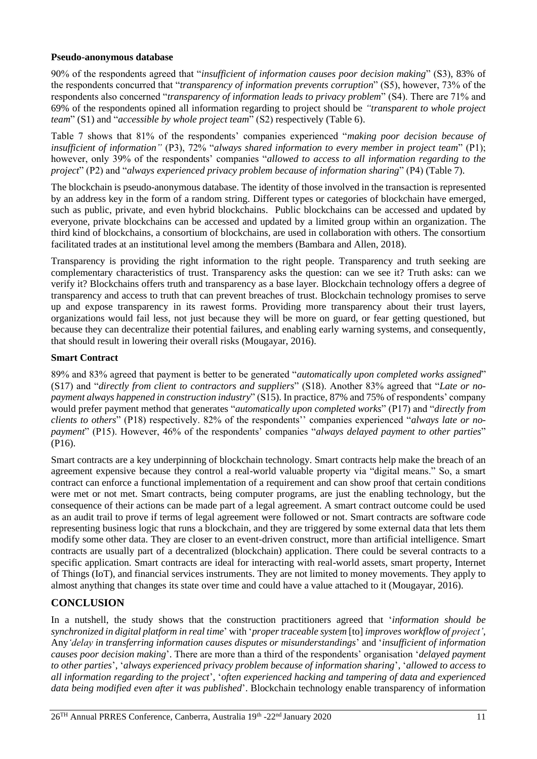**Pseudo-anonymous database**

90% of the respondents agreed that "*insufficient of information causes poor decision making*" (S3), 83% of the respondents concurred that "*transparency of information prevents corruption*" (S5), however, 73% of the respondents also concerned "*transparency of information leads to privacy problem*" (S4). There are 71% and 69% of the respondents opined all information regarding to project should be *"transparent to whole project team*" (S1) and "*accessible by whole project team*" (S2) respectively (Table 6).

Table 7 shows that 81% of the respondents' companies experienced "*making poor decision because of insufficient of information"* (P3), 72% "*always shared information to every member in project team*" (P1); however, only 39% of the respondents' companies "*allowed to access to all information regarding to the project*" (P2) and "*always experienced privacy problem because of information sharing*" (P4) (Table 7).

The blockchain is pseudo-anonymous database. The identity of those involved in the transaction is represented by an address key in the form of a random string. Different types or categories of blockchain have emerged, such as public, private, and even hybrid blockchains. Public blockchains can be accessed and updated by everyone, private blockchains can be accessed and updated by a limited group within an organization. The third kind of blockchains, a consortium of blockchains, are used in collaboration with others. The consortium facilitated trades at an institutional level among the members (Bambara and Allen, 2018).

Transparency is providing the right information to the right people. Transparency and truth seeking are complementary characteristics of trust. Transparency asks the question: can we see it? Truth asks: can we verify it? Blockchains offers truth and transparency as a base layer. Blockchain technology offers a degree of transparency and access to truth that can prevent breaches of trust. Blockchain technology promises to serve up and expose transparency in its rawest forms. Providing more transparency about their trust layers, organizations would fail less, not just because they will be more on guard, or fear getting questioned, but because they can decentralize their potential failures, and enabling early warning systems, and consequently, that should result in lowering their overall risks (Mougayar, 2016).

**Smart Contract**

89% and 83% agreed that payment is better to be generated "*automatically upon completed works assigned*" (S17) and "*directly from client to contractors and suppliers*" (S18). Another 83% agreed that "*Late or no-payment always happened in construction industry*" (S15). In practice, 87% and 75% of respondents' company would prefer payment method that generates "*automatically upon completed works*" (P17) and "*directly from clients to others*" (P18) respectively. 82% of the respondents'' companies experienced "*always late or no-payment*" (P15). However, 46% of the respondents' companies "*always delayed payment to other parties*" (P16).

Smart contracts are a key underpinning of blockchain technology. Smart contracts help make the breach of an agreement expensive because they control a real-world valuable property via "digital means." So, a smart contract can enforce a functional implementation of a requirement and can show proof that certain conditions were met or not met. Smart contracts, being computer programs, are just the enabling technology, but the consequence of their actions can be made part of a legal agreement. A smart contract outcome could be used as an audit trail to prove if terms of legal agreement were followed or not. Smart contracts are software code representing business logic that runs a blockchain, and they are triggered by some external data that lets them modify some other data. They are closer to an event-driven construct, more than artificial intelligence. Smart contracts are usually part of a decentralized (blockchain) application. There could be several contracts to a specific application. Smart contracts are ideal for interacting with real-world assets, smart property, Internet of Things (IoT), and financial services instruments. They are not limited to money movements. They apply to almost anything that changes its state over time and could have a value attached to it (Mougayar, 2016).

## CONCLUSION

In a nutshell, the study shows that the construction practitioners agreed that '*information should be synchronized in digital platform in real time*' with '*proper traceable system* [to] *improves workflow of project'*, Any*'delay in transferring information causes disputes or misunderstandings*' and '*insufficient of information causes poor decision making*'. There are more than a third of the respondents' organisation '*delayed payment to other parties*', '*always experienced privacy problem because of information sharing*', '*allowed to access to all information regarding to the project*', '*often experienced hacking and tampering of data and experienced data being modified even after it was published*'. Blockchain technology enable transparency of information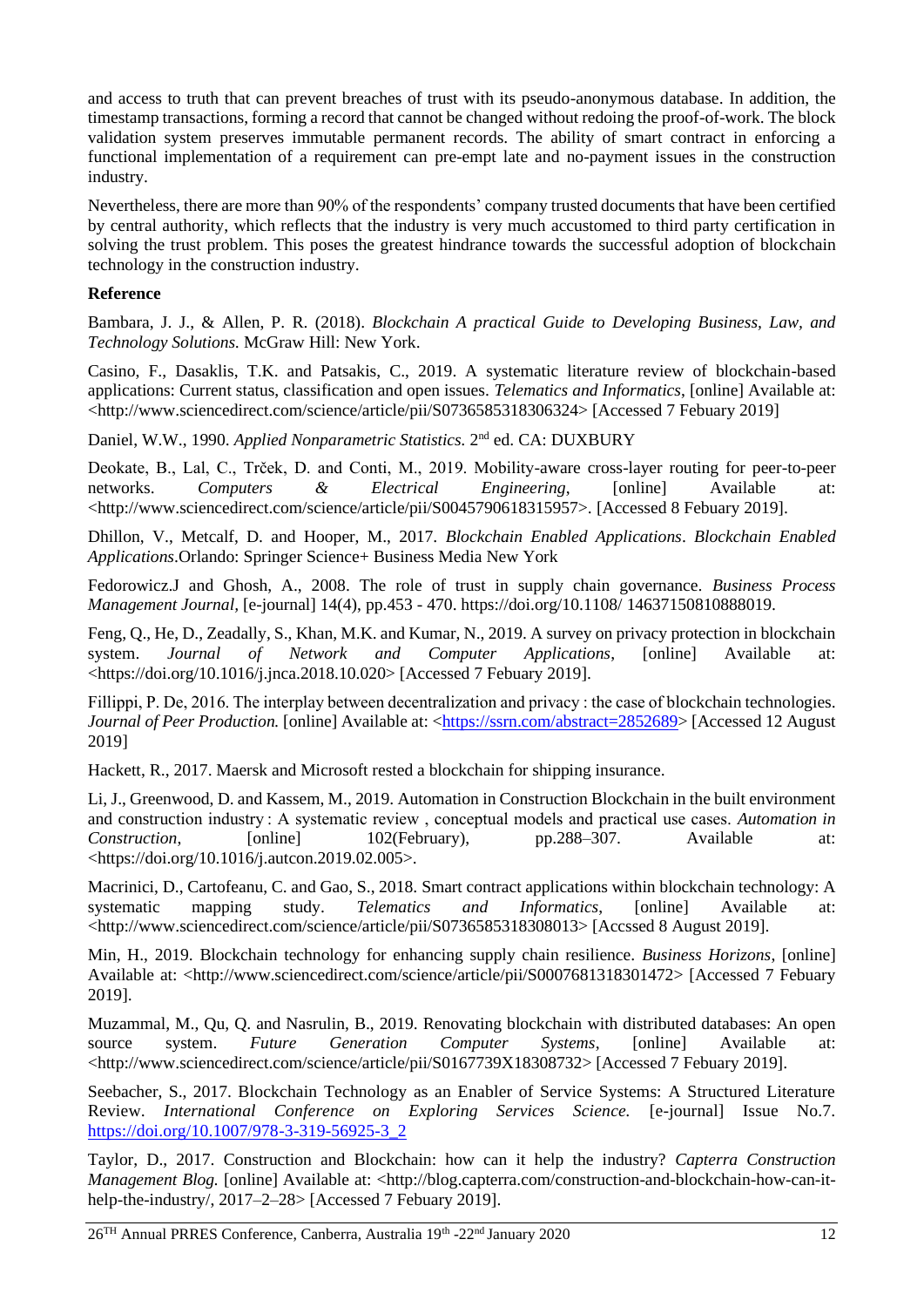and access to truth that can prevent breaches of trust with its pseudo-anonymous database. In addition, the timestamp transactions, forming a record that cannot be changed without redoing the proof-of-work. The block validation system preserves immutable permanent records. The ability of smart contract in enforcing a functional implementation of a requirement can pre-empt late and no-payment issues in the construction industry.

Nevertheless, there are more than 90% of the respondents' company trusted documents that have been certified by central authority, which reflects that the industry is very much accustomed to third party certification in solving the trust problem. This poses the greatest hindrance towards the successful adoption of blockchain technology in the construction industry.

**Reference**

Bambara, J. J., & Allen, P. R. (2018). *Blockchain A practical Guide to Developing Business, Law, and Technology Solutions.* McGraw Hill: New York.

Casino, F., Dasaklis, T.K. and Patsakis, C., 2019. A systematic literature review of blockchain-based applications: Current status, classification and open issues. *Telematics and Informatics,* [online] Available at: <http://www.sciencedirect.com/science/article/pii/S0736585318306324> [Accessed 7 Febuary 2019]

Daniel, W.W., 1990. *Applied Nonparametric Statistics.* 2nd ed. CA: DUXBURY

Deokate, B., Lal, C., Trček, D. and Conti, M., 2019. Mobility-aware cross-layer routing for peer-to-peer networks. *Computers & Electrical Engineering*, [online] Available at: <http://www.sciencedirect.com/science/article/pii/S0045790618315957>. [Accessed 8 Febuary 2019].

Dhillon, V., Metcalf, D. and Hooper, M., 2017. *Blockchain Enabled Applications*. *Blockchain Enabled Applications*.Orlando: Springer Science+ Business Media New York

Fedorowicz.J and Ghosh, A., 2008. The role of trust in supply chain governance. *Business Process Management Journal,* [e-journal] 14(4), pp.453 - 470. https://doi.org/10.1108/ 14637150810888019.

Feng, Q., He, D., Zeadally, S., Khan, M.K. and Kumar, N., 2019. A survey on privacy protection in blockchain system. *Journal of Network and Computer Applications*, [online] Available at: <https://doi.org/10.1016/j.jnca.2018.10.020> [Accessed 7 Febuary 2019].

Fillippi, P. De, 2016. The interplay between decentralization and privacy : the case of blockchain technologies. *Journal of Peer Production.* [online] Available at: <https://ssrn.com/abstract=2852689> [Accessed 12 August 2019]

Hackett, R., 2017. Maersk and Microsoft rested a blockchain for shipping insurance.

Li, J., Greenwood, D. and Kassem, M., 2019. Automation in Construction Blockchain in the built environment and construction industry : A systematic review , conceptual models and practical use cases. *Automation in Construction*, [online] 102(February), pp.288–307. Available at: <https://doi.org/10.1016/j.autcon.2019.02.005>.

Macrinici, D., Cartofeanu, C. and Gao, S., 2018. Smart contract applications within blockchain technology: A systematic mapping study. *Telematics and Informatics*, [online] Available at: <http://www.sciencedirect.com/science/article/pii/S0736585318308013> [Accssed 8 August 2019].

Min, H., 2019. Blockchain technology for enhancing supply chain resilience. *Business Horizons*, [online] Available at: <http://www.sciencedirect.com/science/article/pii/S0007681318301472> [Accessed 7 Febuary 2019].

Muzammal, M., Qu, Q. and Nasrulin, B., 2019. Renovating blockchain with distributed databases: An open source system. *Future Generation Computer Systems*, [online] Available at: <http://www.sciencedirect.com/science/article/pii/S0167739X18308732> [Accessed 7 Febuary 2019].

Seebacher, S., 2017. Blockchain Technology as an Enabler of Service Systems: A Structured Literature Review. *International Conference on Exploring Services Science.* [e-journal] Issue No.7. https://doi.org/10.1007/978-3-319-56925-3_2

Taylor, D., 2017. Construction and Blockchain: how can it help the industry? *Capterra Construction Management Blog.* [online] Available at: <http://blog.capterra.com/construction-and-blockchain-how-can-it-help-the-industry/, 2017–2–28> [Accessed 7 Febuary 2019].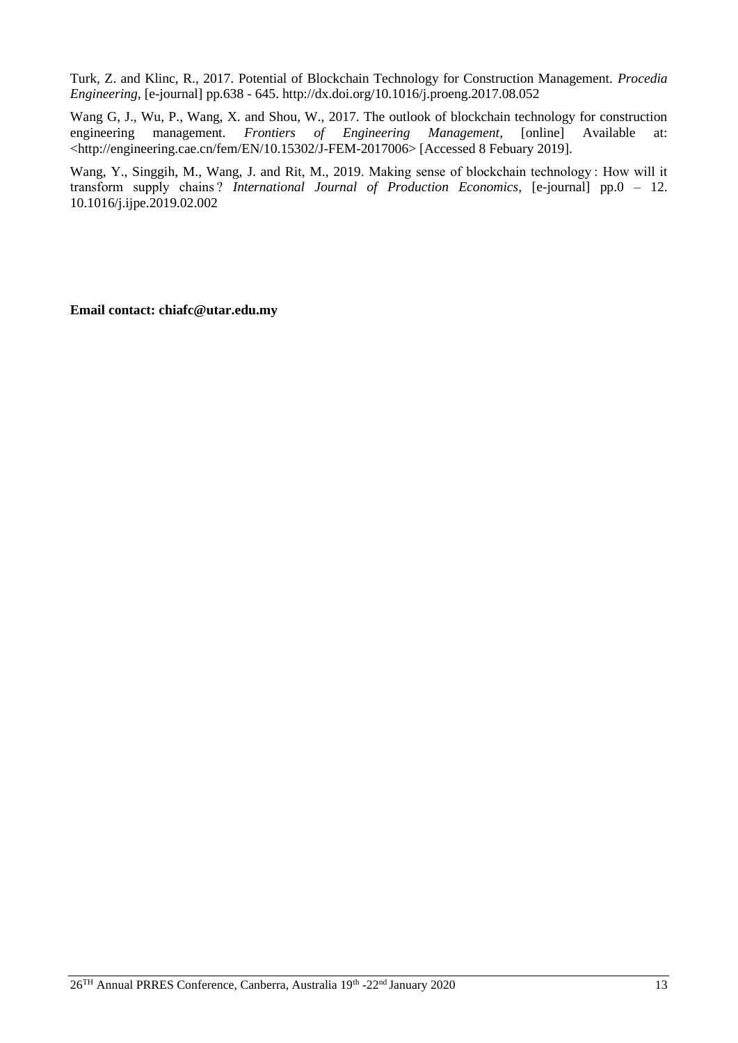Turk, Z. and Klinc, R., 2017. Potential of Blockchain Technology for Construction Management. *Procedia Engineering*, [e-journal] pp.638 - 645. http://dx.doi.org/10.1016/j.proeng.2017.08.052

Wang G, J., Wu, P., Wang, X. and Shou, W., 2017. The outlook of blockchain technology for construction engineering management. *Frontiers of Engineering Management*, [online] Available at: <http://engineering.cae.cn/fem/EN/10.15302/J-FEM-2017006> [Accessed 8 Febuary 2019].

Wang, Y., Singgih, M., Wang, J. and Rit, M., 2019. Making sense of blockchain technology : How will it transform supply chains ? *International Journal of Production Economics*, [e-journal] pp.0 – 12. 10.1016/j.ijpe.2019.02.002

**Email contact: chiafc@utar.edu.my**